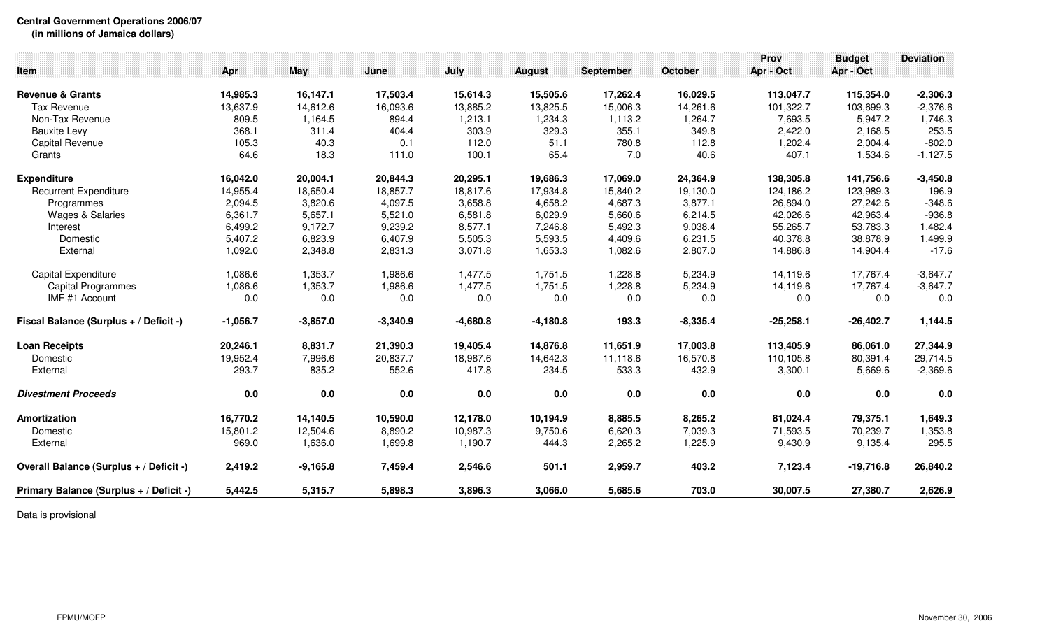**Central Government Operations 2006/07**
**(in millions of Jamaica dollars)**

| Item | Apr | May | June | July | August | September | October | Prov Apr - Oct | Budget Apr - Oct | Deviation |
|---|---|---|---|---|---|---|---|---|---|---|
| **Revenue & Grants** | **14,985.3** | **16,147.1** | **17,503.4** | **15,614.3** | **15,505.6** | **17,262.4** | **16,029.5** | **113,047.7** | **115,354.0** | **-2,306.3** |
| Tax Revenue | 13,637.9 | 14,612.6 | 16,093.6 | 13,885.2 | 13,825.5 | 15,006.3 | 14,261.6 | 101,322.7 | 103,699.3 | -2,376.6 |
| Non-Tax Revenue | 809.5 | 1,164.5 | 894.4 | 1,213.1 | 1,234.3 | 1,113.2 | 1,264.7 | 7,693.5 | 5,947.2 | 1,746.3 |
| Bauxite Levy | 368.1 | 311.4 | 404.4 | 303.9 | 329.3 | 355.1 | 349.8 | 2,422.0 | 2,168.5 | 253.5 |
| Capital Revenue | 105.3 | 40.3 | 0.1 | 112.0 | 51.1 | 780.8 | 112.8 | 1,202.4 | 2,004.4 | -802.0 |
| Grants | 64.6 | 18.3 | 111.0 | 100.1 | 65.4 | 7.0 | 40.6 | 407.1 | 1,534.6 | -1,127.5 |
| **Expenditure** | **16,042.0** | **20,004.1** | **20,844.3** | **20,295.1** | **19,686.3** | **17,069.0** | **24,364.9** | **138,305.8** | **141,756.6** | **-3,450.8** |
| Recurrent Expenditure | 14,955.4 | 18,650.4 | 18,857.7 | 18,817.6 | 17,934.8 | 15,840.2 | 19,130.0 | 124,186.2 | 123,989.3 | 196.9 |
| Programmes | 2,094.5 | 3,820.6 | 4,097.5 | 3,658.8 | 4,658.2 | 4,687.3 | 3,877.1 | 26,894.0 | 27,242.6 | -348.6 |
| Wages & Salaries | 6,361.7 | 5,657.1 | 5,521.0 | 6,581.8 | 6,029.9 | 5,660.6 | 6,214.5 | 42,026.6 | 42,963.4 | -936.8 |
| Interest | 6,499.2 | 9,172.7 | 9,239.2 | 8,577.1 | 7,246.8 | 5,492.3 | 9,038.4 | 55,265.7 | 53,783.3 | 1,482.4 |
| Domestic | 5,407.2 | 6,823.9 | 6,407.9 | 5,505.3 | 5,593.5 | 4,409.6 | 6,231.5 | 40,378.8 | 38,878.9 | 1,499.9 |
| External | 1,092.0 | 2,348.8 | 2,831.3 | 3,071.8 | 1,653.3 | 1,082.6 | 2,807.0 | 14,886.8 | 14,904.4 | -17.6 |
| Capital Expenditure | 1,086.6 | 1,353.7 | 1,986.6 | 1,477.5 | 1,751.5 | 1,228.8 | 5,234.9 | 14,119.6 | 17,767.4 | -3,647.7 |
| Capital Programmes | 1,086.6 | 1,353.7 | 1,986.6 | 1,477.5 | 1,751.5 | 1,228.8 | 5,234.9 | 14,119.6 | 17,767.4 | -3,647.7 |
| IMF #1 Account | 0.0 | 0.0 | 0.0 | 0.0 | 0.0 | 0.0 | 0.0 | 0.0 | 0.0 | 0.0 |
| **Fiscal Balance (Surplus + / Deficit -)** | **-1,056.7** | **-3,857.0** | **-3,340.9** | **-4,680.8** | **-4,180.8** | **193.3** | **-8,335.4** | **-25,258.1** | **-26,402.7** | **1,144.5** |
| **Loan Receipts** | **20,246.1** | **8,831.7** | **21,390.3** | **19,405.4** | **14,876.8** | **11,651.9** | **17,003.8** | **113,405.9** | **86,061.0** | **27,344.9** |
| Domestic | 19,952.4 | 7,996.6 | 20,837.7 | 18,987.6 | 14,642.3 | 11,118.6 | 16,570.8 | 110,105.8 | 80,391.4 | 29,714.5 |
| External | 293.7 | 835.2 | 552.6 | 417.8 | 234.5 | 533.3 | 432.9 | 3,300.1 | 5,669.6 | -2,369.6 |
| ***Divestment Proceeds*** | **0.0** | **0.0** | **0.0** | **0.0** | **0.0** | **0.0** | **0.0** | **0.0** | **0.0** | **0.0** |
| **Amortization** | **16,770.2** | **14,140.5** | **10,590.0** | **12,178.0** | **10,194.9** | **8,885.5** | **8,265.2** | **81,024.4** | **79,375.1** | **1,649.3** |
| Domestic | 15,801.2 | 12,504.6 | 8,890.2 | 10,987.3 | 9,750.6 | 6,620.3 | 7,039.3 | 71,593.5 | 70,239.7 | 1,353.8 |
| External | 969.0 | 1,636.0 | 1,699.8 | 1,190.7 | 444.3 | 2,265.2 | 1,225.9 | 9,430.9 | 9,135.4 | 295.5 |
| **Overall Balance (Surplus + / Deficit -)** | **2,419.2** | **-9,165.8** | **7,459.4** | **2,546.6** | **501.1** | **2,959.7** | **403.2** | **7,123.4** | **-19,716.8** | **26,840.2** |
| **Primary Balance (Surplus + / Deficit -)** | **5,442.5** | **5,315.7** | **5,898.3** | **3,896.3** | **3,066.0** | **5,685.6** | **703.0** | **30,007.5** | **27,380.7** | **2,626.9** |

Data is provisional

FPMU/MOFP

November 30, 2006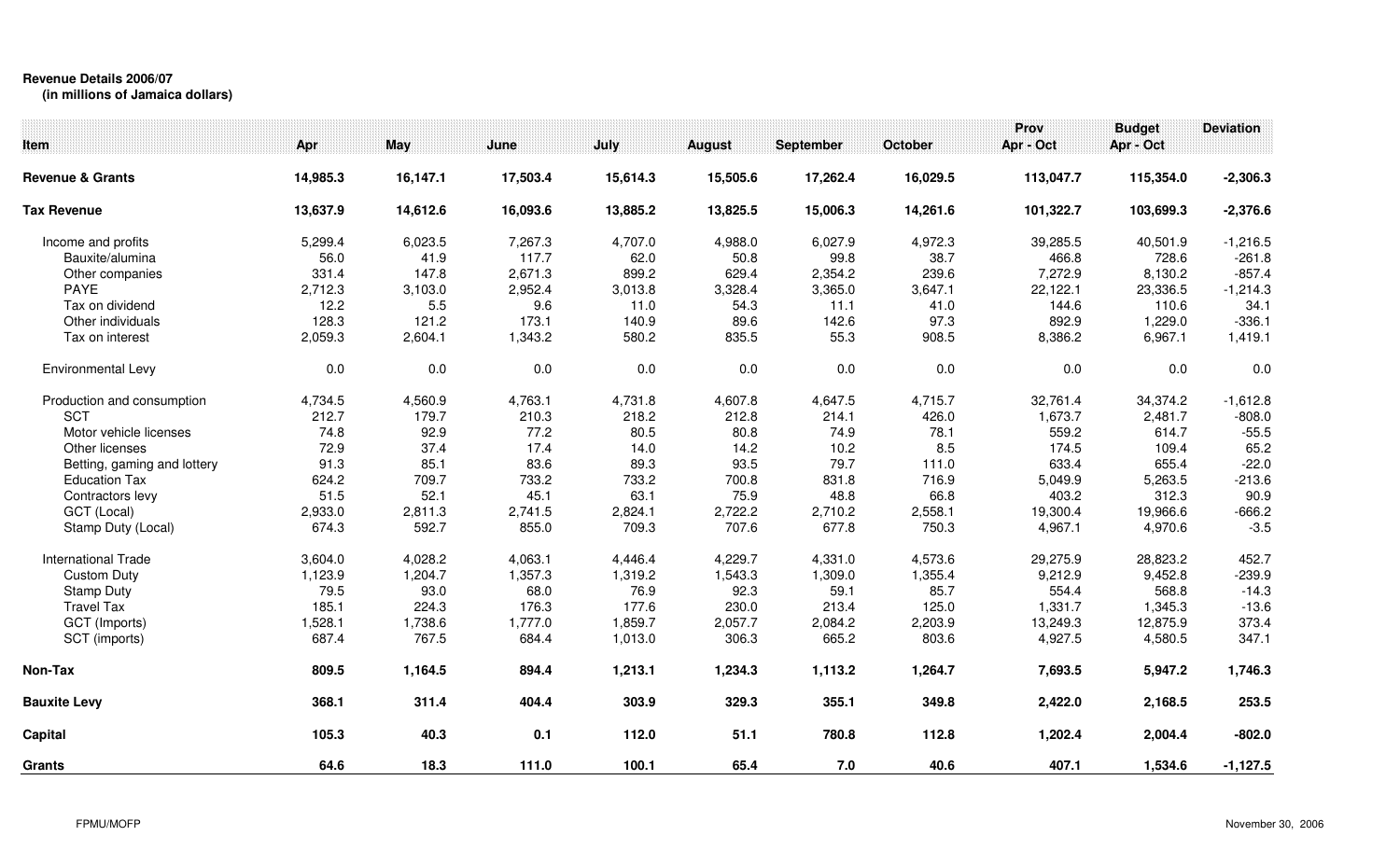**Revenue Details 2006/07**
**(in millions of Jamaica dollars)**

| Item | Apr | May | June | July | August | September | October | Prov Apr - Oct | Budget Apr - Oct | Deviation |
|---|---|---|---|---|---|---|---|---|---|---|
| **Revenue & Grants** | **14,985.3** | **16,147.1** | **17,503.4** | **15,614.3** | **15,505.6** | **17,262.4** | **16,029.5** | **113,047.7** | **115,354.0** | **-2,306.3** |
| **Tax Revenue** | **13,637.9** | **14,612.6** | **16,093.6** | **13,885.2** | **13,825.5** | **15,006.3** | **14,261.6** | **101,322.7** | **103,699.3** | **-2,376.6** |
| Income and profits | 5,299.4 | 6,023.5 | 7,267.3 | 4,707.0 | 4,988.0 | 6,027.9 | 4,972.3 | 39,285.5 | 40,501.9 | -1,216.5 |
| Bauxite/alumina | 56.0 | 41.9 | 117.7 | 62.0 | 50.8 | 99.8 | 38.7 | 466.8 | 728.6 | -261.8 |
| Other companies | 331.4 | 147.8 | 2,671.3 | 899.2 | 629.4 | 2,354.2 | 239.6 | 7,272.9 | 8,130.2 | -857.4 |
| PAYE | 2,712.3 | 3,103.0 | 2,952.4 | 3,013.8 | 3,328.4 | 3,365.0 | 3,647.1 | 22,122.1 | 23,336.5 | -1,214.3 |
| Tax on dividend | 12.2 | 5.5 | 9.6 | 11.0 | 54.3 | 11.1 | 41.0 | 144.6 | 110.6 | 34.1 |
| Other individuals | 128.3 | 121.2 | 173.1 | 140.9 | 89.6 | 142.6 | 97.3 | 892.9 | 1,229.0 | -336.1 |
| Tax on interest | 2,059.3 | 2,604.1 | 1,343.2 | 580.2 | 835.5 | 55.3 | 908.5 | 8,386.2 | 6,967.1 | 1,419.1 |
| Environmental Levy | 0.0 | 0.0 | 0.0 | 0.0 | 0.0 | 0.0 | 0.0 | 0.0 | 0.0 | 0.0 |
| Production and consumption | 4,734.5 | 4,560.9 | 4,763.1 | 4,731.8 | 4,607.8 | 4,647.5 | 4,715.7 | 32,761.4 | 34,374.2 | -1,612.8 |
| SCT | 212.7 | 179.7 | 210.3 | 218.2 | 212.8 | 214.1 | 426.0 | 1,673.7 | 2,481.7 | -808.0 |
| Motor vehicle licenses | 74.8 | 92.9 | 77.2 | 80.5 | 80.8 | 74.9 | 78.1 | 559.2 | 614.7 | -55.5 |
| Other licenses | 72.9 | 37.4 | 17.4 | 14.0 | 14.2 | 10.2 | 8.5 | 174.5 | 109.4 | 65.2 |
| Betting, gaming and lottery | 91.3 | 85.1 | 83.6 | 89.3 | 93.5 | 79.7 | 111.0 | 633.4 | 655.4 | -22.0 |
| Education Tax | 624.2 | 709.7 | 733.2 | 733.2 | 700.8 | 831.8 | 716.9 | 5,049.9 | 5,263.5 | -213.6 |
| Contractors levy | 51.5 | 52.1 | 45.1 | 63.1 | 75.9 | 48.8 | 66.8 | 403.2 | 312.3 | 90.9 |
| GCT (Local) | 2,933.0 | 2,811.3 | 2,741.5 | 2,824.1 | 2,722.2 | 2,710.2 | 2,558.1 | 19,300.4 | 19,966.6 | -666.2 |
| Stamp Duty (Local) | 674.3 | 592.7 | 855.0 | 709.3 | 707.6 | 677.8 | 750.3 | 4,967.1 | 4,970.6 | -3.5 |
| International Trade | 3,604.0 | 4,028.2 | 4,063.1 | 4,446.4 | 4,229.7 | 4,331.0 | 4,573.6 | 29,275.9 | 28,823.2 | 452.7 |
| Custom Duty | 1,123.9 | 1,204.7 | 1,357.3 | 1,319.2 | 1,543.3 | 1,309.0 | 1,355.4 | 9,212.9 | 9,452.8 | -239.9 |
| Stamp Duty | 79.5 | 93.0 | 68.0 | 76.9 | 92.3 | 59.1 | 85.7 | 554.4 | 568.8 | -14.3 |
| Travel Tax | 185.1 | 224.3 | 176.3 | 177.6 | 230.0 | 213.4 | 125.0 | 1,331.7 | 1,345.3 | -13.6 |
| GCT (Imports) | 1,528.1 | 1,738.6 | 1,777.0 | 1,859.7 | 2,057.7 | 2,084.2 | 2,203.9 | 13,249.3 | 12,875.9 | 373.4 |
| SCT (imports) | 687.4 | 767.5 | 684.4 | 1,013.0 | 306.3 | 665.2 | 803.6 | 4,927.5 | 4,580.5 | 347.1 |
| **Non-Tax** | **809.5** | **1,164.5** | **894.4** | **1,213.1** | **1,234.3** | **1,113.2** | **1,264.7** | **7,693.5** | **5,947.2** | **1,746.3** |
| **Bauxite Levy** | **368.1** | **311.4** | **404.4** | **303.9** | **329.3** | **355.1** | **349.8** | **2,422.0** | **2,168.5** | **253.5** |
| **Capital** | **105.3** | **40.3** | **0.1** | **112.0** | **51.1** | **780.8** | **112.8** | **1,202.4** | **2,004.4** | **-802.0** |
| **Grants** | **64.6** | **18.3** | **111.0** | **100.1** | **65.4** | **7.0** | **40.6** | **407.1** | **1,534.6** | **-1,127.5** |

FPMU/MOFP

November 30, 2006